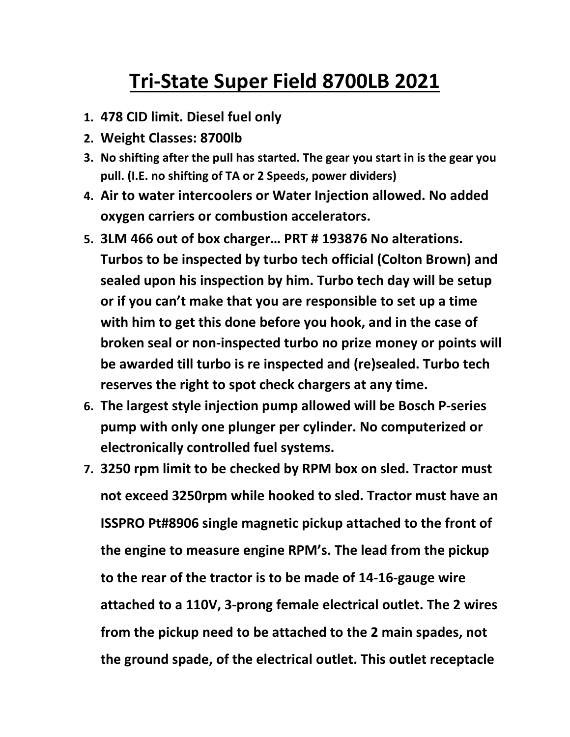// Tri-State Super Field 8700LB 2021

# **Tri-State Super Field 8700LB 2021**

1. **478 CID limit. Diesel fuel only**
2. **Weight Classes: 8700lb**
3. **No shifting after the pull has started. The gear you start in is the gear you pull. (I.E. no shifting of TA or 2 Speeds, power dividers)**
4. **Air to water intercoolers or Water Injection allowed. No added oxygen carriers or combustion accelerators.**
5. **3LM 466 out of box charger… PRT # 193876 No alterations. Turbos to be inspected by turbo tech official (Colton Brown) and sealed upon his inspection by him. Turbo tech day will be setup or if you can't make that you are responsible to set up a time with him to get this done before you hook, and in the case of broken seal or non-inspected turbo no prize money or points will be awarded till turbo is re inspected and (re)sealed. Turbo tech reserves the right to spot check chargers at any time.**
6. **The largest style injection pump allowed will be Bosch P-series pump with only one plunger per cylinder. No computerized or electronically controlled fuel systems.**
7. **3250 rpm limit to be checked by RPM box on sled. Tractor must not exceed 3250rpm while hooked to sled. Tractor must have an ISSPRO Pt#8906 single magnetic pickup attached to the front of the engine to measure engine RPM's. The lead from the pickup to the rear of the tractor is to be made of 14-16-gauge wire attached to a 110V, 3-prong female electrical outlet. The 2 wires from the pickup need to be attached to the 2 main spades, not the ground spade, of the electrical outlet. This outlet receptacle**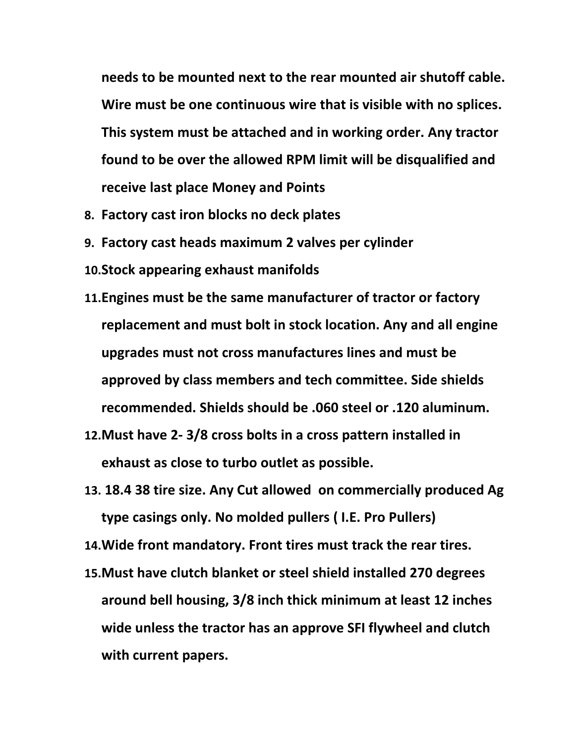**needs to be mounted next to the rear mounted air shutoff cable. Wire must be one continuous wire that is visible with no splices. This system must be attached and in working order. Any tractor found to be over the allowed RPM limit will be disqualified and receive last place Money and Points**

8. **Factory cast iron blocks no deck plates**
9. **Factory cast heads maximum 2 valves per cylinder**
10. **Stock appearing exhaust manifolds**
11. **Engines must be the same manufacturer of tractor or factory replacement and must bolt in stock location. Any and all engine upgrades must not cross manufactures lines and must be approved by class members and tech committee. Side shields recommended. Shields should be .060 steel or .120 aluminum.**
12. **Must have 2- 3/8 cross bolts in a cross pattern installed in exhaust as close to turbo outlet as possible.**
13. **18.4 38 tire size. Any Cut allowed on commercially produced Ag type casings only. No molded pullers ( I.E. Pro Pullers)**
14. **Wide front mandatory. Front tires must track the rear tires.**
15. **Must have clutch blanket or steel shield installed 270 degrees around bell housing, 3/8 inch thick minimum at least 12 inches wide unless the tractor has an approve SFI flywheel and clutch with current papers.**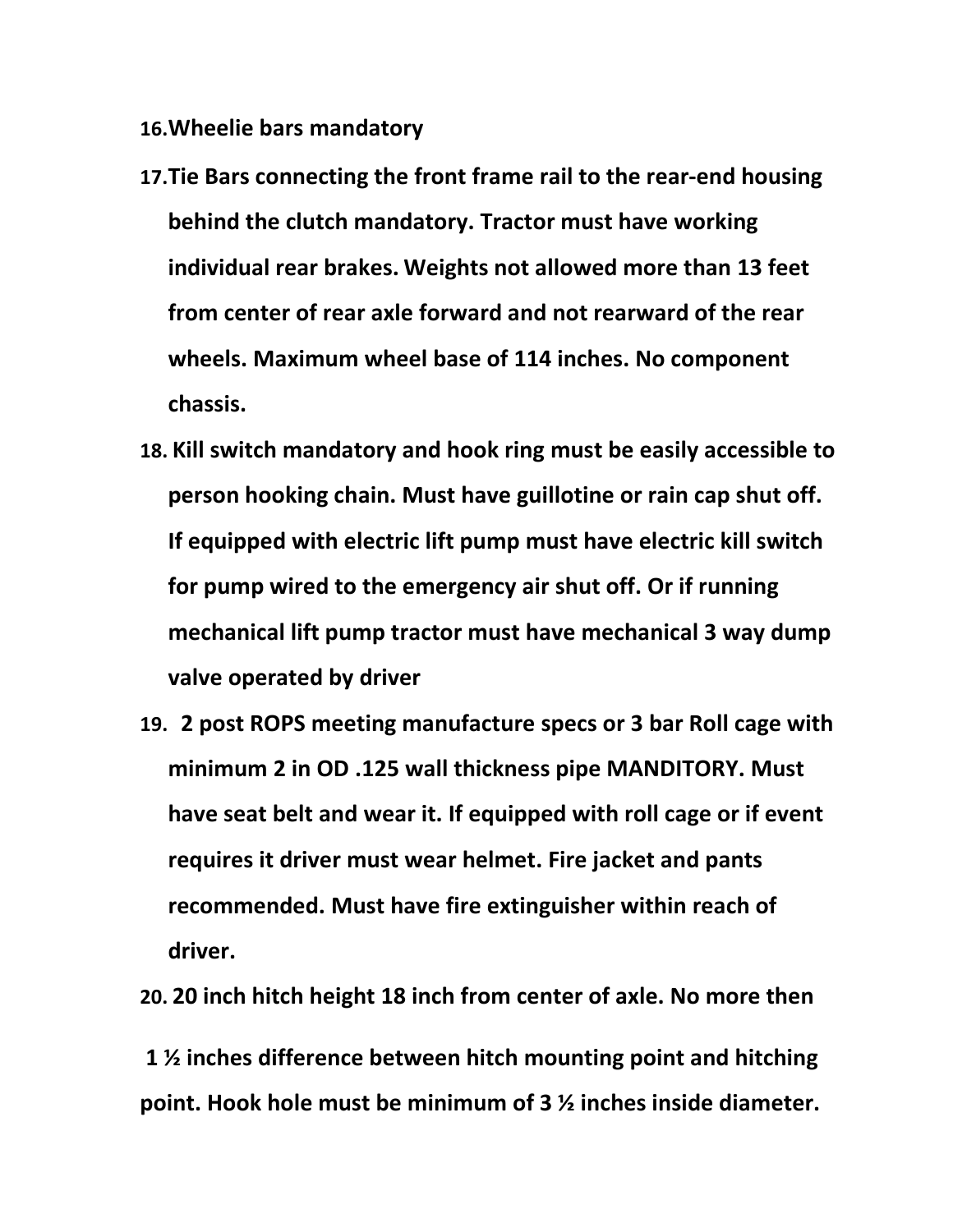16. **Wheelie bars mandatory**
17. **Tie Bars connecting the front frame rail to the rear-end housing behind the clutch mandatory. Tractor must have working individual rear brakes. Weights not allowed more than 13 feet from center of rear axle forward and not rearward of the rear wheels. Maximum wheel base of 114 inches. No component chassis.**
18. **Kill switch mandatory and hook ring must be easily accessible to person hooking chain. Must have guillotine or rain cap shut off. If equipped with electric lift pump must have electric kill switch for pump wired to the emergency air shut off. Or if running mechanical lift pump tractor must have mechanical 3 way dump valve operated by driver**
19. **2 post ROPS meeting manufacture specs or 3 bar Roll cage with minimum 2 in OD .125 wall thickness pipe MANDITORY. Must have seat belt and wear it. If equipped with roll cage or if event requires it driver must wear helmet. Fire jacket and pants recommended. Must have fire extinguisher within reach of driver.**
20. **20 inch hitch height 18 inch from center of axle. No more then**

**1 ½ inches difference between hitch mounting point and hitching point. Hook hole must be minimum of 3 ½ inches inside diameter.**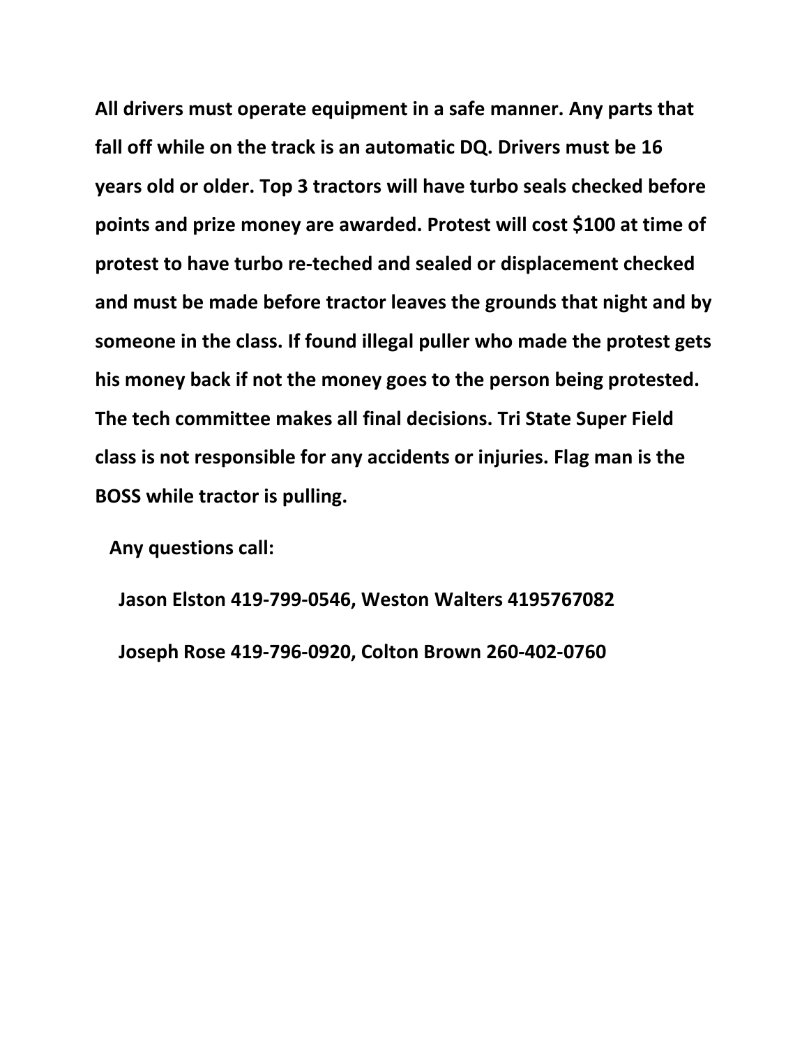**All drivers must operate equipment in a safe manner. Any parts that fall off while on the track is an automatic DQ. Drivers must be 16 years old or older. Top 3 tractors will have turbo seals checked before points and prize money are awarded. Protest will cost $100 at time of protest to have turbo re-teched and sealed or displacement checked and must be made before tractor leaves the grounds that night and by someone in the class. If found illegal puller who made the protest gets his money back if not the money goes to the person being protested. The tech committee makes all final decisions. Tri State Super Field class is not responsible for any accidents or injuries. Flag man is the BOSS while tractor is pulling.**

**Any questions call:**

**Jason Elston 419-799-0546, Weston Walters 4195767082**

**Joseph Rose 419-796-0920, Colton Brown 260-402-0760**